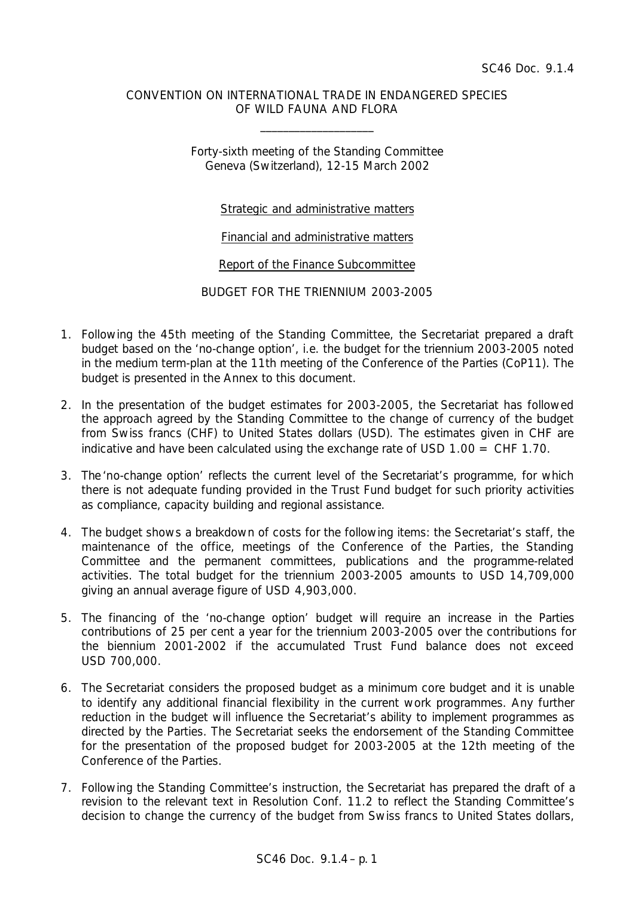SC46 Doc. 9.1.4

CONVENTION ON INTERNATIONAL TRADE IN ENDANGERED SPECIES
OF WILD FAUNA AND FLORA

\_\_\_\_\_\_\_\_\_\_\_\_\_\_\_\_\_\_\_\_

Forty-sixth meeting of the Standing Committee
Geneva (Switzerland), 12-15 March 2002

Strategic and administrative matters

Financial and administrative matters

Report of the Finance Subcommittee

BUDGET FOR THE TRIENNIUM 2003-2005

1. Following the 45th meeting of the Standing Committee, the Secretariat prepared a draft budget based on the 'no-change option', i.e. the budget for the triennium 2003-2005 noted in the medium term-plan at the 11th meeting of the Conference of the Parties (CoP11). The budget is presented in the Annex to this document.

2. In the presentation of the budget estimates for 2003-2005, the Secretariat has followed the approach agreed by the Standing Committee to the change of currency of the budget from Swiss francs (CHF) to United States dollars (USD). The estimates given in CHF are indicative and have been calculated using the exchange rate of USD 1.00 = CHF 1.70.

3. The 'no-change option' reflects the current level of the Secretariat's programme, for which there is not adequate funding provided in the Trust Fund budget for such priority activities as compliance, capacity building and regional assistance.

4. The budget shows a breakdown of costs for the following items: the Secretariat's staff, the maintenance of the office, meetings of the Conference of the Parties, the Standing Committee and the permanent committees, publications and the programme-related activities. The total budget for the triennium 2003-2005 amounts to USD 14,709,000 giving an annual average figure of USD 4,903,000.

5. The financing of the 'no-change option' budget will require an increase in the Parties contributions of 25 per cent a year for the triennium 2003-2005 over the contributions for the biennium 2001-2002 if the accumulated Trust Fund balance does not exceed USD 700,000.

6. The Secretariat considers the proposed budget as a minimum core budget and it is unable to identify any additional financial flexibility in the current work programmes. Any further reduction in the budget will influence the Secretariat's ability to implement programmes as directed by the Parties. The Secretariat seeks the endorsement of the Standing Committee for the presentation of the proposed budget for 2003-2005 at the 12th meeting of the Conference of the Parties.

7. Following the Standing Committee's instruction, the Secretariat has prepared the draft of a revision to the relevant text in Resolution Conf. 11.2 to reflect the Standing Committee's decision to change the currency of the budget from Swiss francs to United States dollars,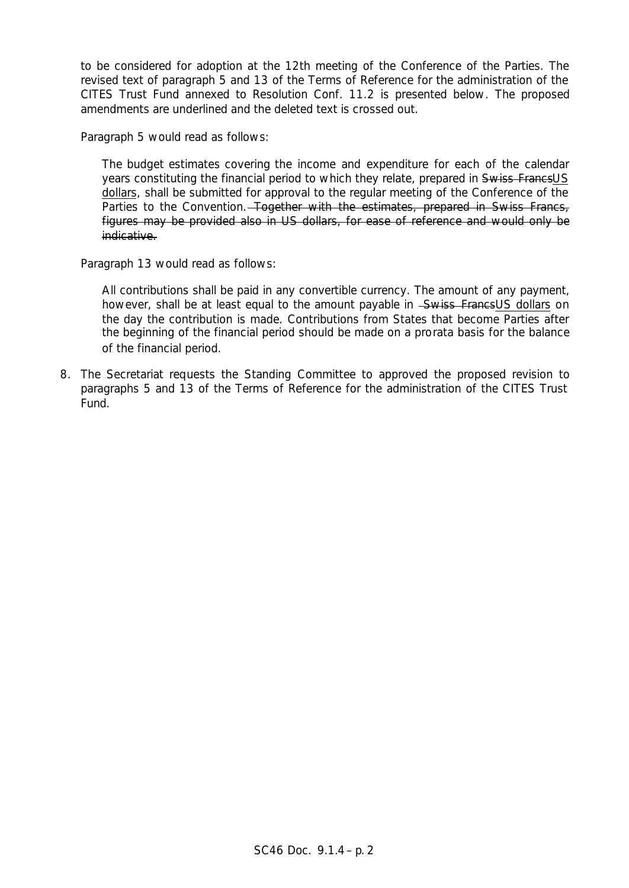to be considered for adoption at the 12th meeting of the Conference of the Parties. The revised text of paragraph 5 and 13 of the Terms of Reference for the administration of the CITES Trust Fund annexed to Resolution Conf. 11.2 is presented below. The proposed amendments are underlined and the deleted text is crossed out.

Paragraph 5 would read as follows:

> The budget estimates covering the income and expenditure for each of the calendar years constituting the financial period to which they relate, prepared in ~~Swiss Francs~~<u>US dollars</u>, shall be submitted for approval to the regular meeting of the Conference of the Parties to the Convention. ~~Together with the estimates, prepared in Swiss Francs, figures may be provided also in US dollars, for ease of reference and would only be indicative.~~

Paragraph 13 would read as follows:

> All contributions shall be paid in any convertible currency. The amount of any payment, however, shall be at least equal to the amount payable in ~~Swiss Francs~~<u>US dollars</u> on the day the contribution is made. Contributions from States that become Parties after the beginning of the financial period should be made on a prorata basis for the balance of the financial period.

8. The Secretariat requests the Standing Committee to approved the proposed revision to paragraphs 5 and 13 of the Terms of Reference for the administration of the CITES Trust Fund.